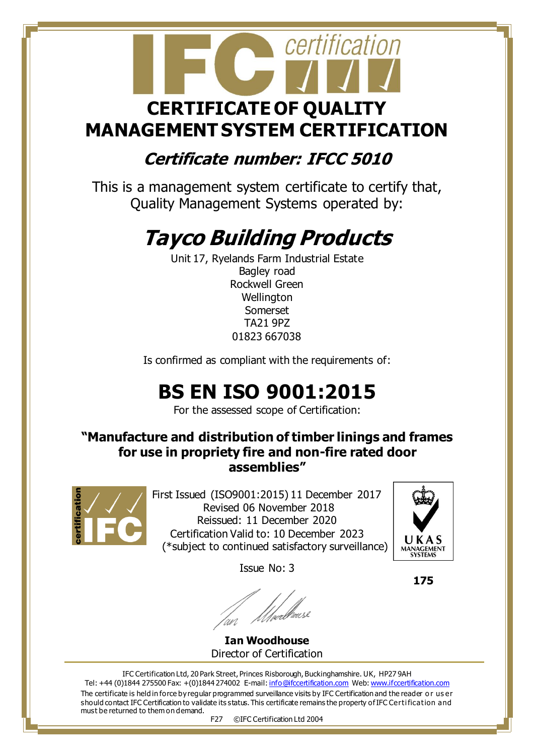# CERTIFICATE OF QUALITY MANAGEMENT SYSTEM CERTIFICATION

## *Certificate number: IFCC 5010*

This is a management system certificate to certify that, Quality Management Systems operated by:

# *Tayco Building Products*

Unit 17, Ryelands Farm Industrial Estate
Bagley road
Rockwell Green
Wellington
Somerset
TA21 9PZ
01823 667038

Is confirmed as compliant with the requirements of:

# BS EN ISO 9001:2015

For the assessed scope of Certification:

**"Manufacture and distribution of timber linings and frames for use in propriety fire and non-fire rated door assemblies"**

First Issued (ISO9001:2015) 11 December 2017
Revised 06 November 2018
Reissued: 11 December 2020
Certification Valid to: 10 December 2023
(*subject to continued satisfactory surveillance)

Issue No: 3

UKAS MANAGEMENT SYSTEMS

**175**

**Ian Woodhouse**
Director of Certification

IFC Certification Ltd, 20 Park Street, Princes Risborough, Buckinghamshire. UK, HP27 9AH
Tel: +44 (0)1844 275500 Fax: +(0)1844 274002 E-mail: info@ifccertification.com Web: www.ifccertification.com

The certificate is held in force by regular programmed surveillance visits by IFC Certification and the reader or user should contact IFC Certification to validate its status. This certificate remains the property of IFC Certification and must be returned to them on demand.

F27 ©IFC Certification Ltd 2004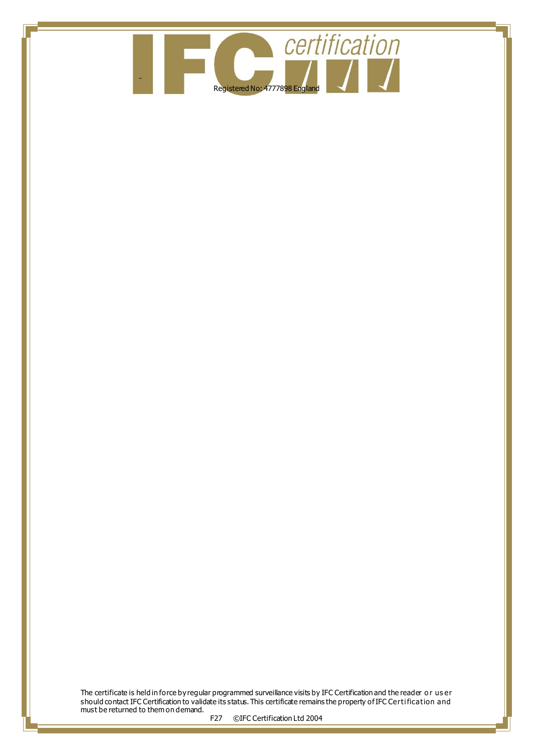Registered No: 4777898 England

The certificate is held in force by regular programmed surveillance visits by IFC Certification and the reader or user should contact IFC Certification to validate its status. This certificate remains the property of IFC Certification and must be returned to them on demand.

F27 ©IFC Certification Ltd 2004